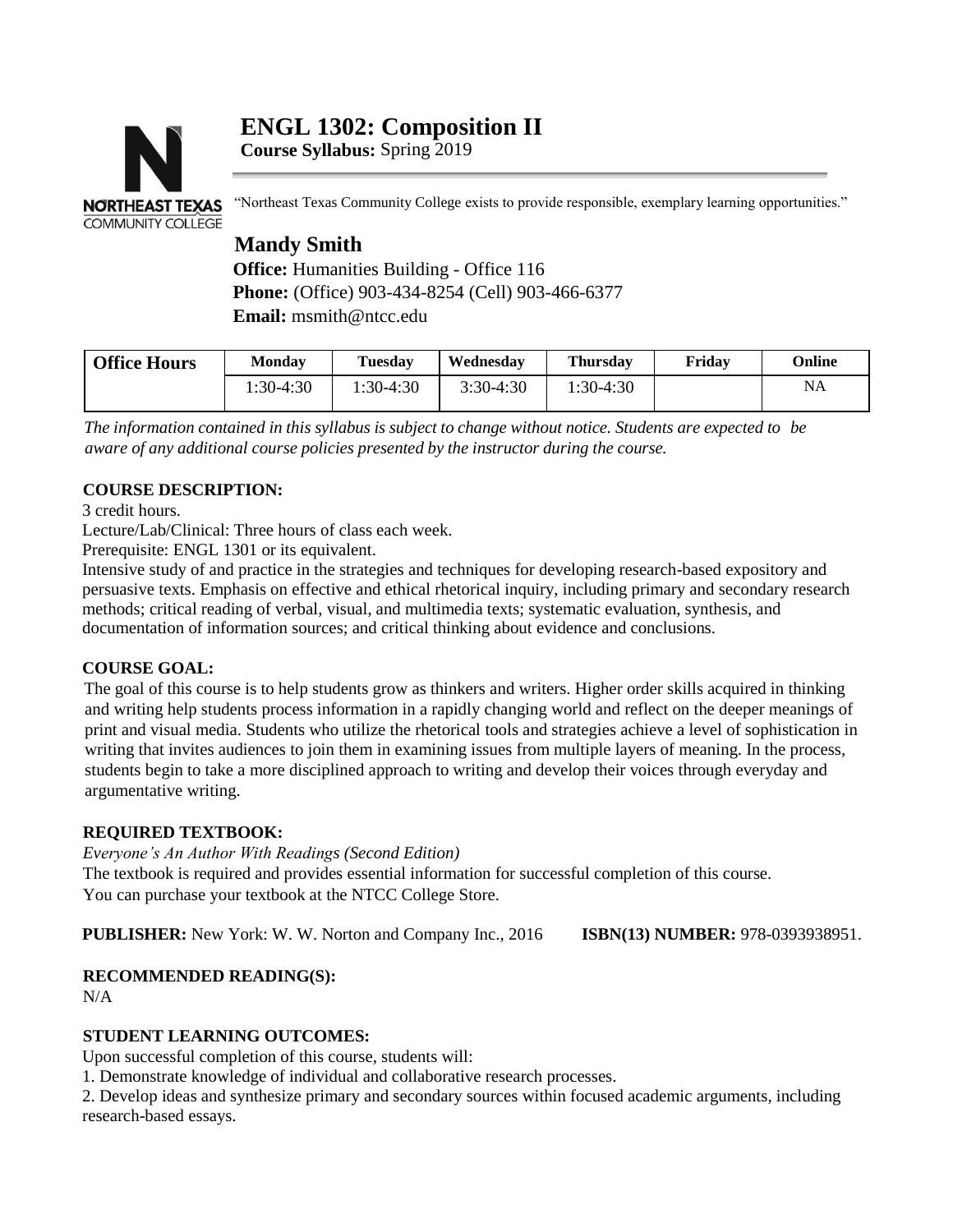# ENGL 1302: Composition II

**Course Syllabus:** Spring 2019

"Northeast Texas Community College exists to provide responsible, exemplary learning opportunities."

## Mandy Smith

**Office:** Humanities Building - Office 116
**Phone:** (Office) 903-434-8254 (Cell) 903-466-6377
**Email:** msmith@ntcc.edu

| Office Hours | Monday | Tuesday | Wednesday | Thursday | Friday | Online |
|---|---|---|---|---|---|---|
| | 1:30-4:30 | 1:30-4:30 | 3:30-4:30 | 1:30-4:30 | | NA |

*The information contained in this syllabus is subject to change without notice. Students are expected to be aware of any additional course policies presented by the instructor during the course.*

### COURSE DESCRIPTION:

3 credit hours.
Lecture/Lab/Clinical: Three hours of class each week.
Prerequisite: ENGL 1301 or its equivalent.
Intensive study of and practice in the strategies and techniques for developing research-based expository and persuasive texts. Emphasis on effective and ethical rhetorical inquiry, including primary and secondary research methods; critical reading of verbal, visual, and multimedia texts; systematic evaluation, synthesis, and documentation of information sources; and critical thinking about evidence and conclusions.

### COURSE GOAL:

The goal of this course is to help students grow as thinkers and writers. Higher order skills acquired in thinking and writing help students process information in a rapidly changing world and reflect on the deeper meanings of print and visual media. Students who utilize the rhetorical tools and strategies achieve a level of sophistication in writing that invites audiences to join them in examining issues from multiple layers of meaning. In the process, students begin to take a more disciplined approach to writing and develop their voices through everyday and argumentative writing.

### REQUIRED TEXTBOOK:

*Everyone's An Author With Readings (Second Edition)*
The textbook is required and provides essential information for successful completion of this course.
You can purchase your textbook at the NTCC College Store.

**PUBLISHER:** New York: W. W. Norton and Company Inc., 2016 **ISBN(13) NUMBER:** 978-0393938951.

### RECOMMENDED READING(S):

N/A

### STUDENT LEARNING OUTCOMES:

Upon successful completion of this course, students will:

1. Demonstrate knowledge of individual and collaborative research processes.
2. Develop ideas and synthesize primary and secondary sources within focused academic arguments, including research-based essays.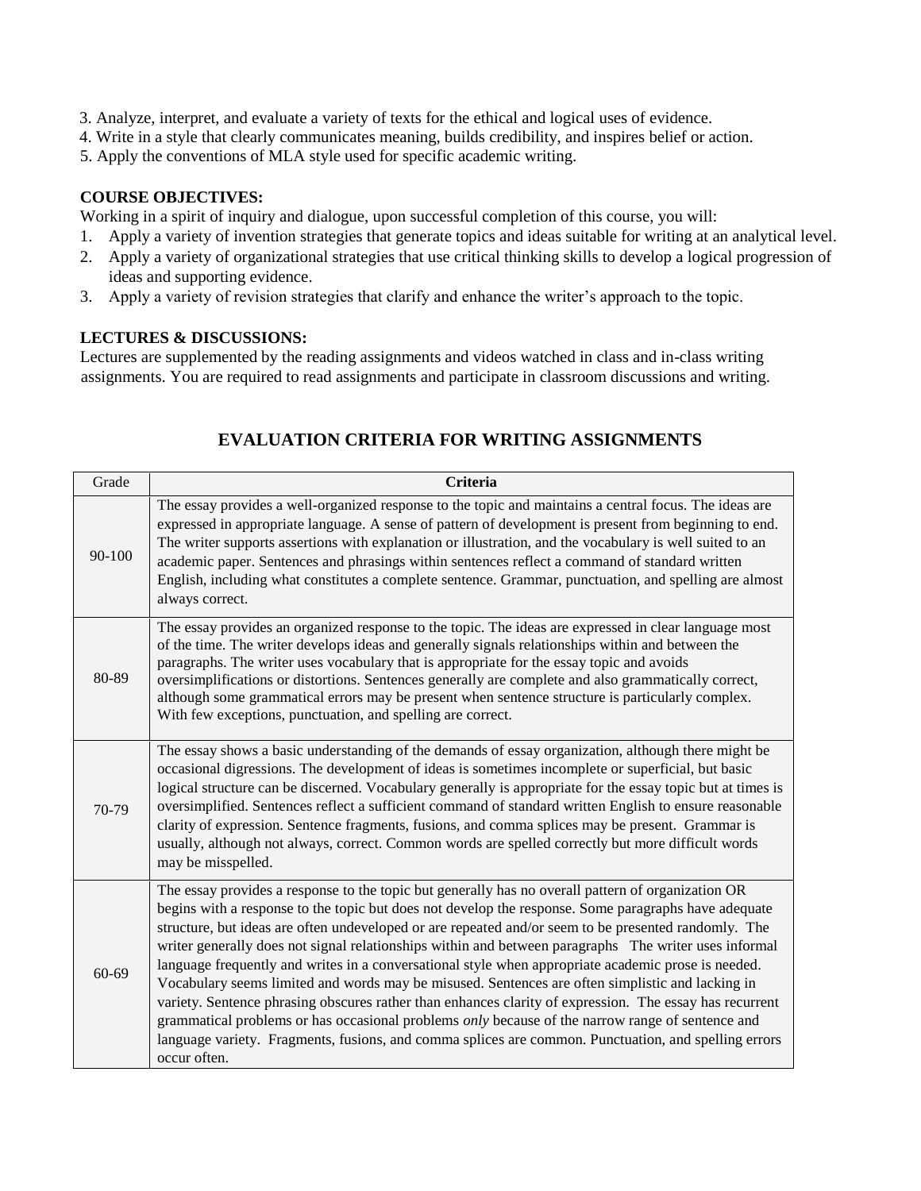3. Analyze, interpret, and evaluate a variety of texts for the ethical and logical uses of evidence.
4. Write in a style that clearly communicates meaning, builds credibility, and inspires belief or action.
5. Apply the conventions of MLA style used for specific academic writing.

**COURSE OBJECTIVES:**

Working in a spirit of inquiry and dialogue, upon successful completion of this course, you will:

1. Apply a variety of invention strategies that generate topics and ideas suitable for writing at an analytical level.
2. Apply a variety of organizational strategies that use critical thinking skills to develop a logical progression of ideas and supporting evidence.
3. Apply a variety of revision strategies that clarify and enhance the writer's approach to the topic.

**LECTURES & DISCUSSIONS:**

Lectures are supplemented by the reading assignments and videos watched in class and in-class writing assignments. You are required to read assignments and participate in classroom discussions and writing.

## EVALUATION CRITERIA FOR WRITING ASSIGNMENTS

| Grade | **Criteria** |
|---|---|
| 90-100 | The essay provides a well-organized response to the topic and maintains a central focus. The ideas are expressed in appropriate language. A sense of pattern of development is present from beginning to end. The writer supports assertions with explanation or illustration, and the vocabulary is well suited to an academic paper. Sentences and phrasings within sentences reflect a command of standard written English, including what constitutes a complete sentence. Grammar, punctuation, and spelling are almost always correct. |
| 80-89 | The essay provides an organized response to the topic. The ideas are expressed in clear language most of the time. The writer develops ideas and generally signals relationships within and between the paragraphs. The writer uses vocabulary that is appropriate for the essay topic and avoids oversimplifications or distortions. Sentences generally are complete and also grammatically correct, although some grammatical errors may be present when sentence structure is particularly complex. With few exceptions, punctuation, and spelling are correct. |
| 70-79 | The essay shows a basic understanding of the demands of essay organization, although there might be occasional digressions. The development of ideas is sometimes incomplete or superficial, but basic logical structure can be discerned. Vocabulary generally is appropriate for the essay topic but at times is oversimplified. Sentences reflect a sufficient command of standard written English to ensure reasonable clarity of expression. Sentence fragments, fusions, and comma splices may be present. Grammar is usually, although not always, correct. Common words are spelled correctly but more difficult words may be misspelled. |
| 60-69 | The essay provides a response to the topic but generally has no overall pattern of organization OR begins with a response to the topic but does not develop the response. Some paragraphs have adequate structure, but ideas are often undeveloped or are repeated and/or seem to be presented randomly. The writer generally does not signal relationships within and between paragraphs The writer uses informal language frequently and writes in a conversational style when appropriate academic prose is needed. Vocabulary seems limited and words may be misused. Sentences are often simplistic and lacking in variety. Sentence phrasing obscures rather than enhances clarity of expression. The essay has recurrent grammatical problems or has occasional problems *only* because of the narrow range of sentence and language variety. Fragments, fusions, and comma splices are common. Punctuation, and spelling errors occur often. |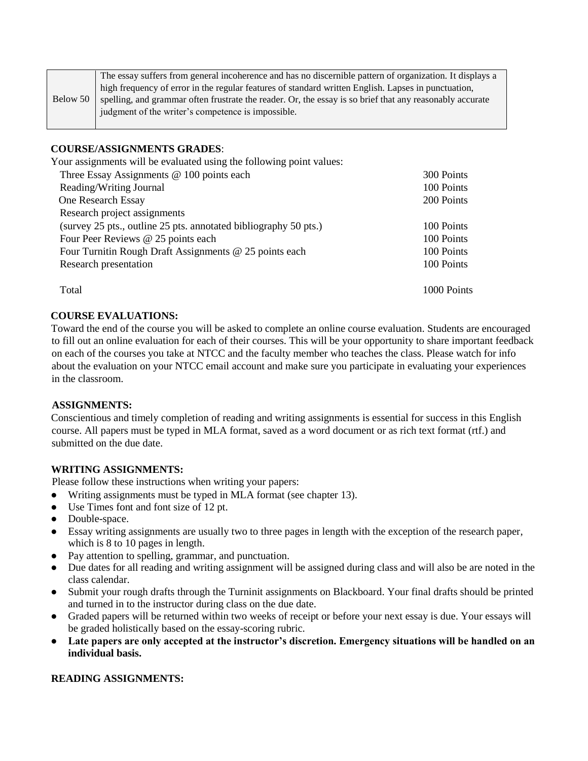| Below 50 | The essay suffers from general incoherence and has no discernible pattern of organization. It displays a high frequency of error in the regular features of standard written English. Lapses in punctuation, spelling, and grammar often frustrate the reader. Or, the essay is so brief that any reasonably accurate judgment of the writer's competence is impossible. |
|---|---|

**COURSE/ASSIGNMENTS GRADES**:

Your assignments will be evaluated using the following point values:

| | |
|---|---|
| Three Essay Assignments @ 100 points each | 300 Points |
| Reading/Writing Journal | 100 Points |
| One Research Essay | 200 Points |
| Research project assignments (survey 25 pts., outline 25 pts. annotated bibliography 50 pts.) | 100 Points |
| Four Peer Reviews @ 25 points each | 100 Points |
| Four Turnitin Rough Draft Assignments @ 25 points each | 100 Points |
| Research presentation | 100 Points |
| Total | 1000 Points |

**COURSE EVALUATIONS:**

Toward the end of the course you will be asked to complete an online course evaluation. Students are encouraged to fill out an online evaluation for each of their courses. This will be your opportunity to share important feedback on each of the courses you take at NTCC and the faculty member who teaches the class. Please watch for info about the evaluation on your NTCC email account and make sure you participate in evaluating your experiences in the classroom.

**ASSIGNMENTS:**

Conscientious and timely completion of reading and writing assignments is essential for success in this English course. All papers must be typed in MLA format, saved as a word document or as rich text format (rtf.) and submitted on the due date.

**WRITING ASSIGNMENTS:**

Please follow these instructions when writing your papers:

- Writing assignments must be typed in MLA format (see chapter 13).
- Use Times font and font size of 12 pt.
- Double-space.
- Essay writing assignments are usually two to three pages in length with the exception of the research paper, which is 8 to 10 pages in length.
- Pay attention to spelling, grammar, and punctuation.
- Due dates for all reading and writing assignment will be assigned during class and will also be are noted in the class calendar.
- Submit your rough drafts through the Turninit assignments on Blackboard. Your final drafts should be printed and turned in to the instructor during class on the due date.
- Graded papers will be returned within two weeks of receipt or before your next essay is due. Your essays will be graded holistically based on the essay-scoring rubric.
- **Late papers are only accepted at the instructor's discretion. Emergency situations will be handled on an individual basis.**

**READING ASSIGNMENTS:**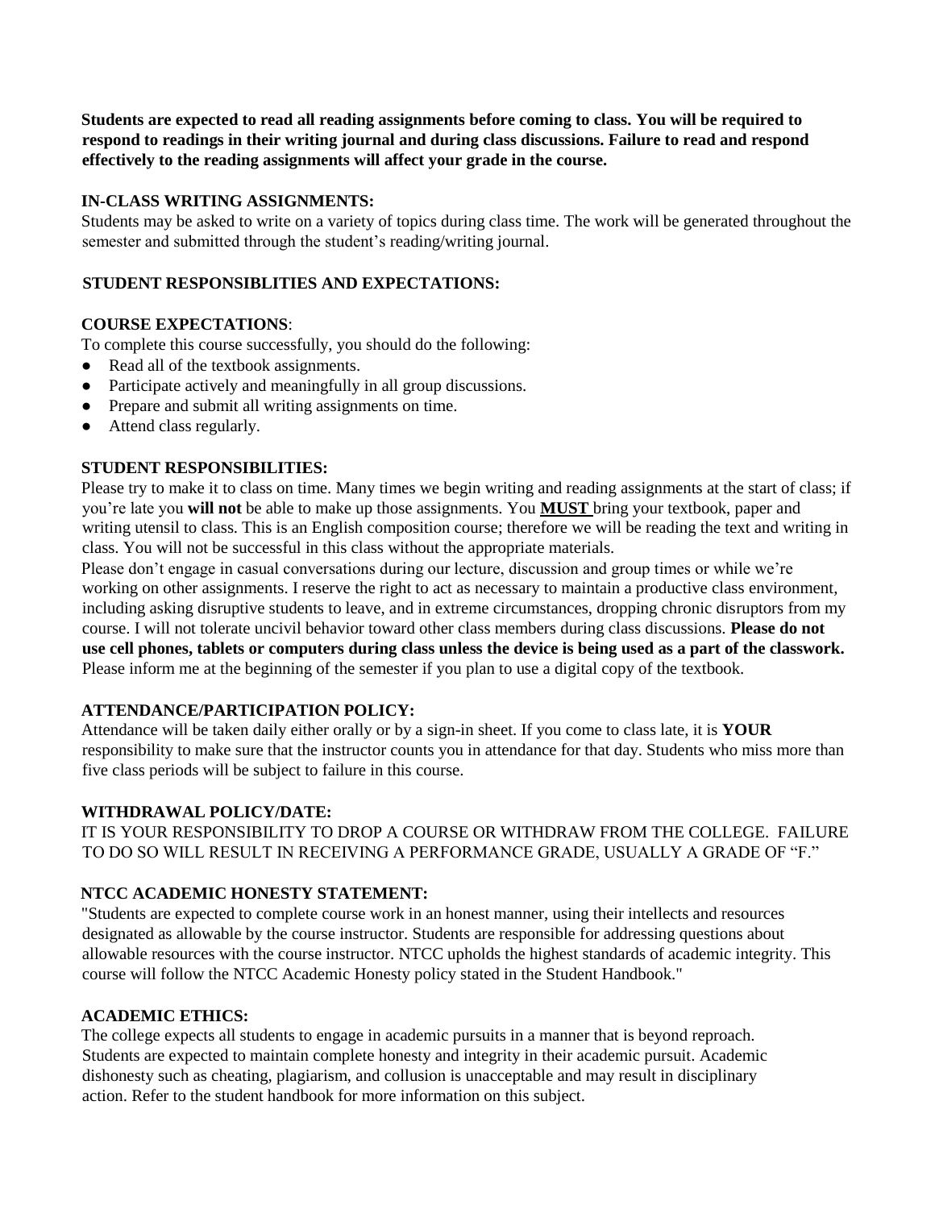**Students are expected to read all reading assignments before coming to class. You will be required to respond to readings in their writing journal and during class discussions. Failure to read and respond effectively to the reading assignments will affect your grade in the course.**

**IN-CLASS WRITING ASSIGNMENTS:**

Students may be asked to write on a variety of topics during class time. The work will be generated throughout the semester and submitted through the student's reading/writing journal.

**STUDENT RESPONSIBLITIES AND EXPECTATIONS:**

**COURSE EXPECTATIONS**:

To complete this course successfully, you should do the following:

- Read all of the textbook assignments.
- Participate actively and meaningfully in all group discussions.
- Prepare and submit all writing assignments on time.
- Attend class regularly.

**STUDENT RESPONSIBILITIES:**

Please try to make it to class on time. Many times we begin writing and reading assignments at the start of class; if you're late you **will not** be able to make up those assignments. You **MUST** bring your textbook, paper and writing utensil to class. This is an English composition course; therefore we will be reading the text and writing in class. You will not be successful in this class without the appropriate materials.

Please don't engage in casual conversations during our lecture, discussion and group times or while we're working on other assignments. I reserve the right to act as necessary to maintain a productive class environment, including asking disruptive students to leave, and in extreme circumstances, dropping chronic disruptors from my course. I will not tolerate uncivil behavior toward other class members during class discussions. **Please do not use cell phones, tablets or computers during class unless the device is being used as a part of the classwork.** Please inform me at the beginning of the semester if you plan to use a digital copy of the textbook.

**ATTENDANCE/PARTICIPATION POLICY:**

Attendance will be taken daily either orally or by a sign-in sheet. If you come to class late, it is **YOUR** responsibility to make sure that the instructor counts you in attendance for that day. Students who miss more than five class periods will be subject to failure in this course.

**WITHDRAWAL POLICY/DATE:**

IT IS YOUR RESPONSIBILITY TO DROP A COURSE OR WITHDRAW FROM THE COLLEGE. FAILURE TO DO SO WILL RESULT IN RECEIVING A PERFORMANCE GRADE, USUALLY A GRADE OF "F."

**NTCC ACADEMIC HONESTY STATEMENT:**

"Students are expected to complete course work in an honest manner, using their intellects and resources designated as allowable by the course instructor. Students are responsible for addressing questions about allowable resources with the course instructor. NTCC upholds the highest standards of academic integrity. This course will follow the NTCC Academic Honesty policy stated in the Student Handbook."

**ACADEMIC ETHICS:**

The college expects all students to engage in academic pursuits in a manner that is beyond reproach. Students are expected to maintain complete honesty and integrity in their academic pursuit. Academic dishonesty such as cheating, plagiarism, and collusion is unacceptable and may result in disciplinary action. Refer to the student handbook for more information on this subject.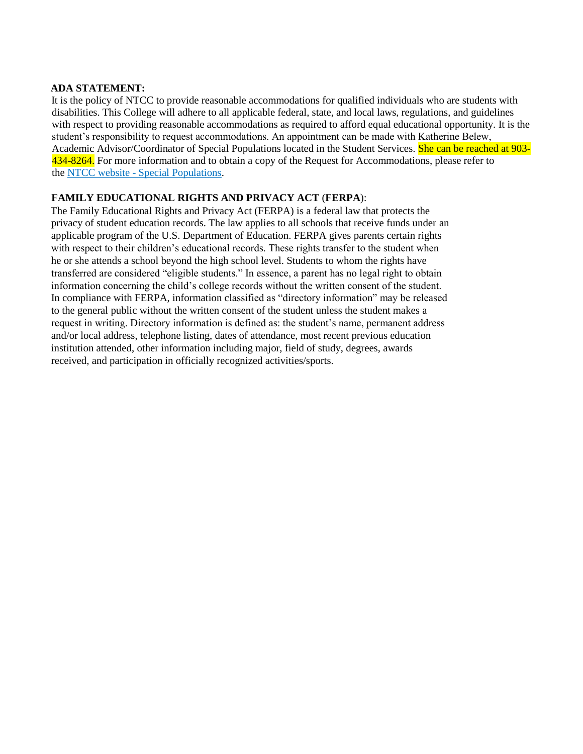**ADA STATEMENT:**

It is the policy of NTCC to provide reasonable accommodations for qualified individuals who are students with disabilities. This College will adhere to all applicable federal, state, and local laws, regulations, and guidelines with respect to providing reasonable accommodations as required to afford equal educational opportunity. It is the student's responsibility to request accommodations. An appointment can be made with Katherine Belew, Academic Advisor/Coordinator of Special Populations located in the Student Services. She can be reached at 903-434-8264. For more information and to obtain a copy of the Request for Accommodations, please refer to the NTCC website - Special Populations.

**FAMILY EDUCATIONAL RIGHTS AND PRIVACY ACT (FERPA)**:

The Family Educational Rights and Privacy Act (FERPA) is a federal law that protects the privacy of student education records. The law applies to all schools that receive funds under an applicable program of the U.S. Department of Education. FERPA gives parents certain rights with respect to their children's educational records. These rights transfer to the student when he or she attends a school beyond the high school level. Students to whom the rights have transferred are considered "eligible students." In essence, a parent has no legal right to obtain information concerning the child's college records without the written consent of the student. In compliance with FERPA, information classified as "directory information" may be released to the general public without the written consent of the student unless the student makes a request in writing. Directory information is defined as: the student's name, permanent address and/or local address, telephone listing, dates of attendance, most recent previous education institution attended, other information including major, field of study, degrees, awards received, and participation in officially recognized activities/sports.